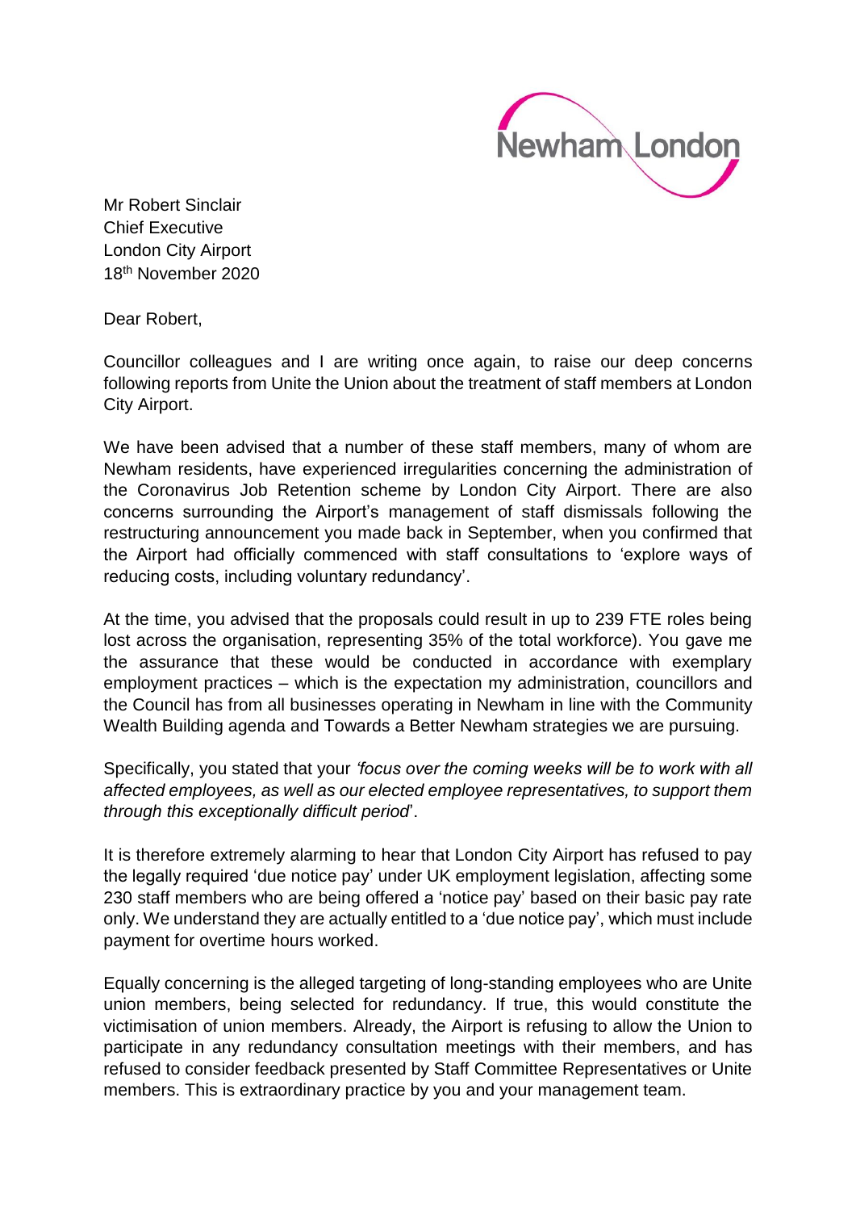Newham London

Mr Robert Sinclair
Chief Executive
London City Airport
18th November 2020

Dear Robert,

Councillor colleagues and I are writing once again, to raise our deep concerns following reports from Unite the Union about the treatment of staff members at London City Airport.

We have been advised that a number of these staff members, many of whom are Newham residents, have experienced irregularities concerning the administration of the Coronavirus Job Retention scheme by London City Airport. There are also concerns surrounding the Airport's management of staff dismissals following the restructuring announcement you made back in September, when you confirmed that the Airport had officially commenced with staff consultations to 'explore ways of reducing costs, including voluntary redundancy'.

At the time, you advised that the proposals could result in up to 239 FTE roles being lost across the organisation, representing 35% of the total workforce). You gave me the assurance that these would be conducted in accordance with exemplary employment practices – which is the expectation my administration, councillors and the Council has from all businesses operating in Newham in line with the Community Wealth Building agenda and Towards a Better Newham strategies we are pursuing.

Specifically, you stated that your *'focus over the coming weeks will be to work with all affected employees, as well as our elected employee representatives, to support them through this exceptionally difficult period*'.

It is therefore extremely alarming to hear that London City Airport has refused to pay the legally required 'due notice pay' under UK employment legislation, affecting some 230 staff members who are being offered a 'notice pay' based on their basic pay rate only. We understand they are actually entitled to a 'due notice pay', which must include payment for overtime hours worked.

Equally concerning is the alleged targeting of long-standing employees who are Unite union members, being selected for redundancy. If true, this would constitute the victimisation of union members. Already, the Airport is refusing to allow the Union to participate in any redundancy consultation meetings with their members, and has refused to consider feedback presented by Staff Committee Representatives or Unite members. This is extraordinary practice by you and your management team.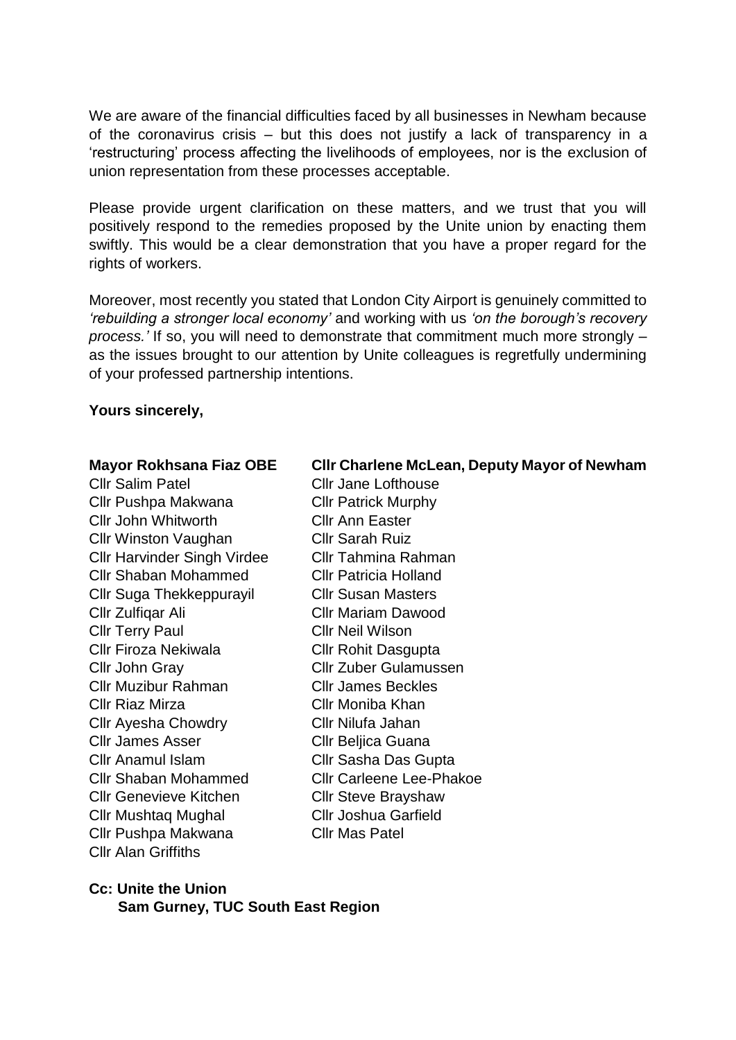We are aware of the financial difficulties faced by all businesses in Newham because of the coronavirus crisis – but this does not justify a lack of transparency in a 'restructuring' process affecting the livelihoods of employees, nor is the exclusion of union representation from these processes acceptable.

Please provide urgent clarification on these matters, and we trust that you will positively respond to the remedies proposed by the Unite union by enacting them swiftly. This would be a clear demonstration that you have a proper regard for the rights of workers.

Moreover, most recently you stated that London City Airport is genuinely committed to *'rebuilding a stronger local economy'* and working with us *'on the borough's recovery process.'* If so, you will need to demonstrate that commitment much more strongly – as the issues brought to our attention by Unite colleagues is regretfully undermining of your professed partnership intentions.

**Yours sincerely,**

**Mayor Rokhsana Fiaz OBE**
Cllr Salim Patel
Cllr Pushpa Makwana
Cllr John Whitworth
Cllr Winston Vaughan
Cllr Harvinder Singh Virdee
Cllr Shaban Mohammed
Cllr Suga Thekkeppurayil
Cllr Zulfiqar Ali
Cllr Terry Paul
Cllr Firoza Nekiwala
Cllr John Gray
Cllr Muzibur Rahman
Cllr Riaz Mirza
Cllr Ayesha Chowdry
Cllr James Asser
Cllr Anamul Islam
Cllr Shaban Mohammed
Cllr Genevieve Kitchen
Cllr Mushtaq Mughal
Cllr Pushpa Makwana
Cllr Alan Griffiths

**Cllr Charlene McLean, Deputy Mayor of Newham**
Cllr Jane Lofthouse
Cllr Patrick Murphy
Cllr Ann Easter
Cllr Sarah Ruiz
Cllr Tahmina Rahman
Cllr Patricia Holland
Cllr Susan Masters
Cllr Mariam Dawood
Cllr Neil Wilson
Cllr Rohit Dasgupta
Cllr Zuber Gulamussen
Cllr James Beckles
Cllr Moniba Khan
Cllr Nilufa Jahan
Cllr Beljica Guana
Cllr Sasha Das Gupta
Cllr Carleene Lee-Phakoe
Cllr Steve Brayshaw
Cllr Joshua Garfield
Cllr Mas Patel

**Cc: Unite the Union**
**Sam Gurney, TUC South East Region**